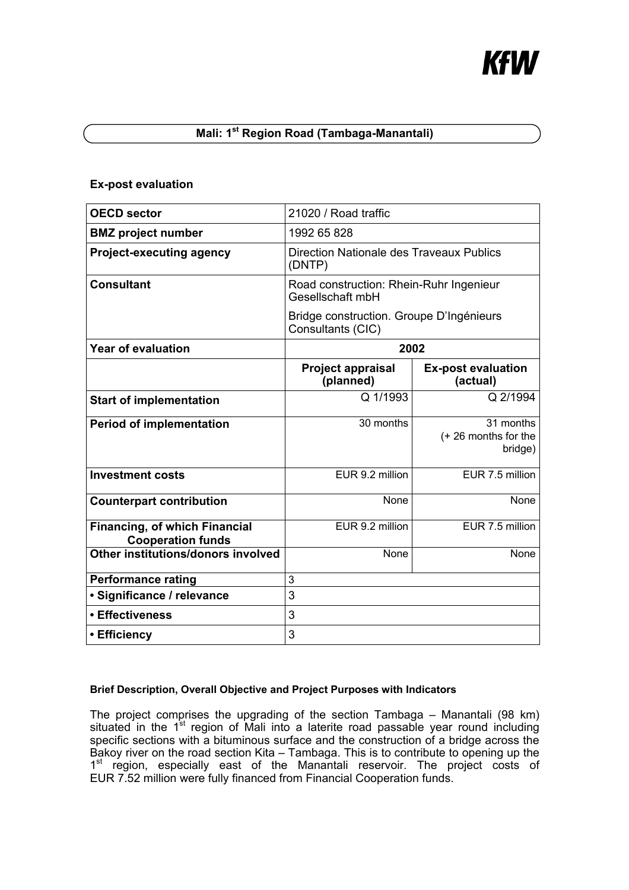# Mali: 1st Region Road (Tambaga-Manantali)

## Ex-post evaluation

| **OECD sector** | 21020 / Road traffic | |
|---|---|---|
| **BMZ project number** | 1992 65 828 | |
| **Project-executing agency** | Direction Nationale des Travaux Publics (DNTP) | |
| **Consultant** | Road construction: Rhein-Ruhr Ingenieur Gesellschaft mbH<br>Bridge construction. Groupe D'Ingénieurs Consultants (CIC) | |
| **Year of evaluation** | **2002** | |
| | **Project appraisal (planned)** | **Ex-post evaluation (actual)** |
| **Start of implementation** | Q 1/1993 | Q 2/1994 |
| **Period of implementation** | 30 months | 31 months (+ 26 months for the bridge) |
| **Investment costs** | EUR 9.2 million | EUR 7.5 million |
| **Counterpart contribution** | None | None |
| **Financing, of which Financial Cooperation funds** | EUR 9.2 million | EUR 7.5 million |
| **Other institutions/donors involved** | None | None |
| **Performance rating** | 3 | |
| **• Significance / relevance** | 3 | |
| **• Effectiveness** | 3 | |
| **• Efficiency** | 3 | |

### Brief Description, Overall Objective and Project Purposes with Indicators

The project comprises the upgrading of the section Tambaga – Manantali (98 km) situated in the 1st region of Mali into a laterite road passable year round including specific sections with a bituminous surface and the construction of a bridge across the Bakoy river on the road section Kita – Tambaga. This is to contribute to opening up the 1st region, especially east of the Manantali reservoir. The project costs of EUR 7.52 million were fully financed from Financial Cooperation funds.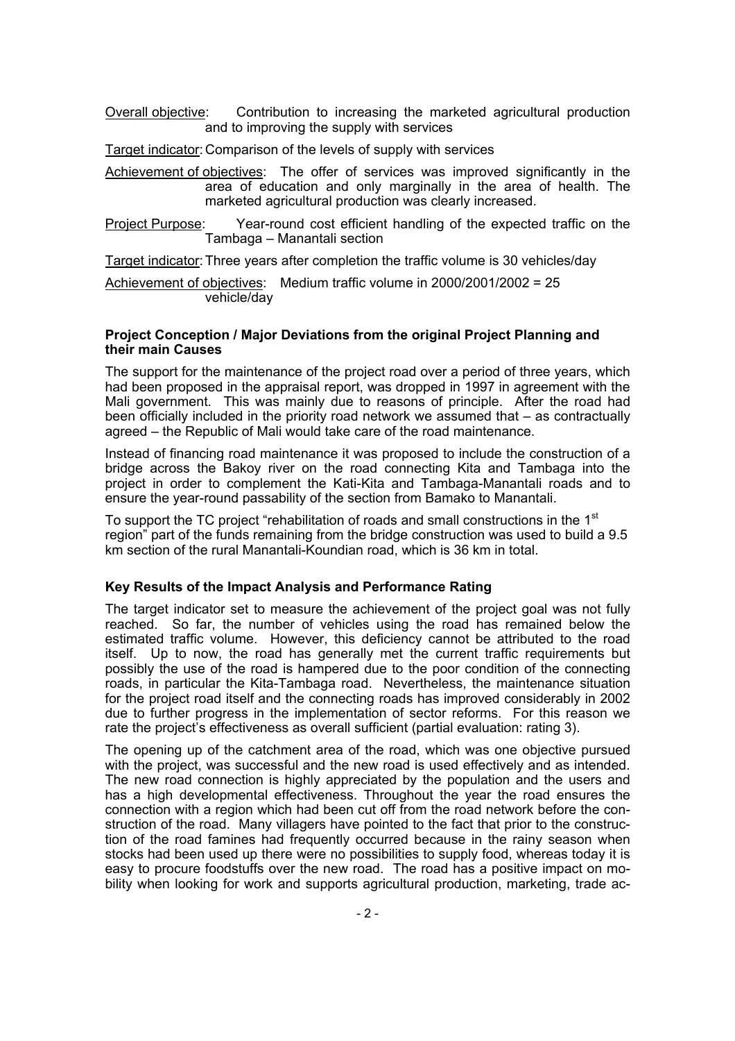Overall objective: Contribution to increasing the marketed agricultural production and to improving the supply with services

Target indicator: Comparison of the levels of supply with services

Achievement of objectives: The offer of services was improved significantly in the area of education and only marginally in the area of health. The marketed agricultural production was clearly increased.

Project Purpose: Year-round cost efficient handling of the expected traffic on the Tambaga – Manantali section

Target indicator: Three years after completion the traffic volume is 30 vehicles/day

Achievement of objectives: Medium traffic volume in 2000/2001/2002 = 25 vehicle/day

**Project Conception / Major Deviations from the original Project Planning and their main Causes**

The support for the maintenance of the project road over a period of three years, which had been proposed in the appraisal report, was dropped in 1997 in agreement with the Mali government. This was mainly due to reasons of principle. After the road had been officially included in the priority road network we assumed that – as contractually agreed – the Republic of Mali would take care of the road maintenance.

Instead of financing road maintenance it was proposed to include the construction of a bridge across the Bakoy river on the road connecting Kita and Tambaga into the project in order to complement the Kati-Kita and Tambaga-Manantali roads and to ensure the year-round passability of the section from Bamako to Manantali.

To support the TC project "rehabilitation of roads and small constructions in the 1st region" part of the funds remaining from the bridge construction was used to build a 9.5 km section of the rural Manantali-Koundian road, which is 36 km in total.

**Key Results of the Impact Analysis and Performance Rating**

The target indicator set to measure the achievement of the project goal was not fully reached. So far, the number of vehicles using the road has remained below the estimated traffic volume. However, this deficiency cannot be attributed to the road itself. Up to now, the road has generally met the current traffic requirements but possibly the use of the road is hampered due to the poor condition of the connecting roads, in particular the Kita-Tambaga road. Nevertheless, the maintenance situation for the project road itself and the connecting roads has improved considerably in 2002 due to further progress in the implementation of sector reforms. For this reason we rate the project's effectiveness as overall sufficient (partial evaluation: rating 3).

The opening up of the catchment area of the road, which was one objective pursued with the project, was successful and the new road is used effectively and as intended. The new road connection is highly appreciated by the population and the users and has a high developmental effectiveness. Throughout the year the road ensures the connection with a region which had been cut off from the road network before the construction of the road. Many villagers have pointed to the fact that prior to the construction of the road famines had frequently occurred because in the rainy season when stocks had been used up there were no possibilities to supply food, whereas today it is easy to procure foodstuffs over the new road. The road has a positive impact on mobility when looking for work and supports agricultural production, marketing, trade ac-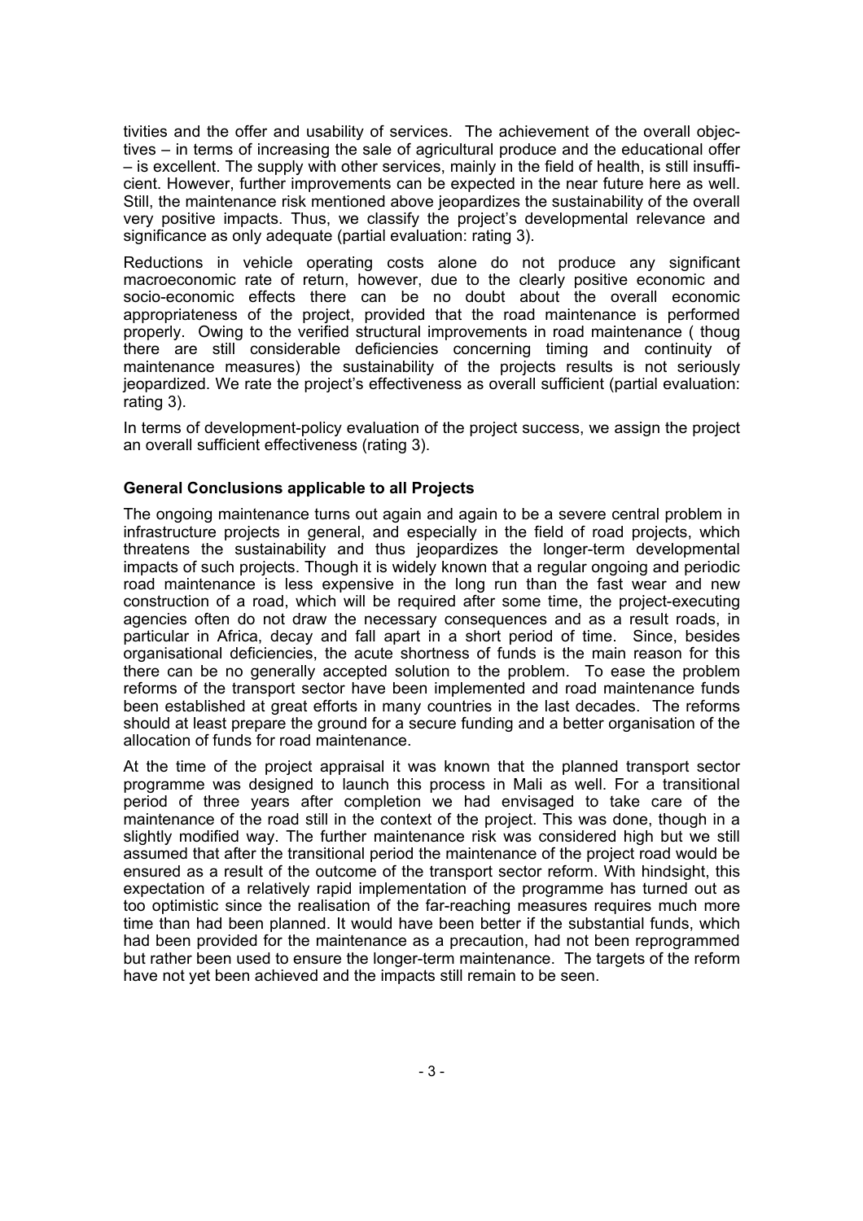tivities and the offer and usability of services. The achievement of the overall objectives – in terms of increasing the sale of agricultural produce and the educational offer – is excellent. The supply with other services, mainly in the field of health, is still insufficient. However, further improvements can be expected in the near future here as well. Still, the maintenance risk mentioned above jeopardizes the sustainability of the overall very positive impacts. Thus, we classify the project's developmental relevance and significance as only adequate (partial evaluation: rating 3).

Reductions in vehicle operating costs alone do not produce any significant macroeconomic rate of return, however, due to the clearly positive economic and socio-economic effects there can be no doubt about the overall economic appropriateness of the project, provided that the road maintenance is performed properly. Owing to the verified structural improvements in road maintenance ( thoug there are still considerable deficiencies concerning timing and continuity of maintenance measures) the sustainability of the projects results is not seriously jeopardized. We rate the project's effectiveness as overall sufficient (partial evaluation: rating 3).

In terms of development-policy evaluation of the project success, we assign the project an overall sufficient effectiveness (rating 3).

**General Conclusions applicable to all Projects**

The ongoing maintenance turns out again and again to be a severe central problem in infrastructure projects in general, and especially in the field of road projects, which threatens the sustainability and thus jeopardizes the longer-term developmental impacts of such projects. Though it is widely known that a regular ongoing and periodic road maintenance is less expensive in the long run than the fast wear and new construction of a road, which will be required after some time, the project-executing agencies often do not draw the necessary consequences and as a result roads, in particular in Africa, decay and fall apart in a short period of time. Since, besides organisational deficiencies, the acute shortness of funds is the main reason for this there can be no generally accepted solution to the problem. To ease the problem reforms of the transport sector have been implemented and road maintenance funds been established at great efforts in many countries in the last decades. The reforms should at least prepare the ground for a secure funding and a better organisation of the allocation of funds for road maintenance.

At the time of the project appraisal it was known that the planned transport sector programme was designed to launch this process in Mali as well. For a transitional period of three years after completion we had envisaged to take care of the maintenance of the road still in the context of the project. This was done, though in a slightly modified way. The further maintenance risk was considered high but we still assumed that after the transitional period the maintenance of the project road would be ensured as a result of the outcome of the transport sector reform. With hindsight, this expectation of a relatively rapid implementation of the programme has turned out as too optimistic since the realisation of the far-reaching measures requires much more time than had been planned. It would have been better if the substantial funds, which had been provided for the maintenance as a precaution, had not been reprogrammed but rather been used to ensure the longer-term maintenance. The targets of the reform have not yet been achieved and the impacts still remain to be seen.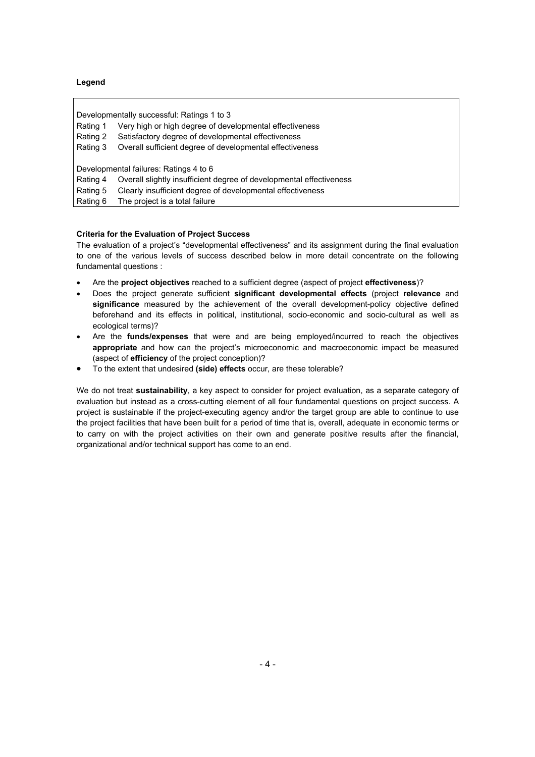**Legend**

| | |
|---|---|
| Developmentally successful: Ratings 1 to 3 | |
| Rating 1 | Very high or high degree of developmental effectiveness |
| Rating 2 | Satisfactory degree of developmental effectiveness |
| Rating 3 | Overall sufficient degree of developmental effectiveness |
| Developmental failures: Ratings 4 to 6 | |
| Rating 4 | Overall slightly insufficient degree of developmental effectiveness |
| Rating 5 | Clearly insufficient degree of developmental effectiveness |
| Rating 6 | The project is a total failure |

**Criteria for the Evaluation of Project Success**

The evaluation of a project's "developmental effectiveness" and its assignment during the final evaluation to one of the various levels of success described below in more detail concentrate on the following fundamental questions :

- Are the **project objectives** reached to a sufficient degree (aspect of project **effectiveness**)?
- Does the project generate sufficient **significant developmental effects** (project **relevance** and **significance** measured by the achievement of the overall development-policy objective defined beforehand and its effects in political, institutional, socio-economic and socio-cultural as well as ecological terms)?
- Are the **funds/expenses** that were and are being employed/incurred to reach the objectives **appropriate** and how can the project's microeconomic and macroeconomic impact be measured (aspect of **efficiency** of the project conception)?
- To the extent that undesired **(side) effects** occur, are these tolerable?

We do not treat **sustainability**, a key aspect to consider for project evaluation, as a separate category of evaluation but instead as a cross-cutting element of all four fundamental questions on project success. A project is sustainable if the project-executing agency and/or the target group are able to continue to use the project facilities that have been built for a period of time that is, overall, adequate in economic terms or to carry on with the project activities on their own and generate positive results after the financial, organizational and/or technical support has come to an end.